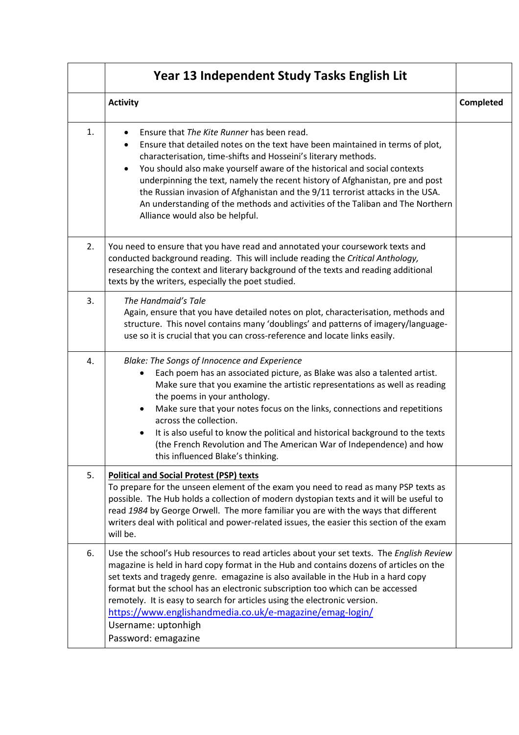| | Year 13 Independent Study Tasks English Lit | |
|---|---|---|
| | **Activity** | **Completed** |
| 1. | • Ensure that *The Kite Runner* has been read.<br>• Ensure that detailed notes on the text have been maintained in terms of plot, characterisation, time-shifts and Hosseini's literary methods.<br>• You should also make yourself aware of the historical and social contexts underpinning the text, namely the recent history of Afghanistan, pre and post the Russian invasion of Afghanistan and the 9/11 terrorist attacks in the USA. An understanding of the methods and activities of the Taliban and The Northern Alliance would also be helpful. | |
| 2. | You need to ensure that you have read and annotated your coursework texts and conducted background reading. This will include reading the *Critical Anthology,* researching the context and literary background of the texts and reading additional texts by the writers, especially the poet studied. | |
| 3. | *The Handmaid's Tale*<br>Again, ensure that you have detailed notes on plot, characterisation, methods and structure. This novel contains many 'doublings' and patterns of imagery/language-use so it is crucial that you can cross-reference and locate links easily. | |
| 4. | *Blake: The Songs of Innocence and Experience*<br>• Each poem has an associated picture, as Blake was also a talented artist. Make sure that you examine the artistic representations as well as reading the poems in your anthology.<br>• Make sure that your notes focus on the links, connections and repetitions across the collection.<br>• It is also useful to know the political and historical background to the texts (the French Revolution and The American War of Independence) and how this influenced Blake's thinking. | |
| 5. | <u>**Political and Social Protest (PSP) texts**</u><br>To prepare for the unseen element of the exam you need to read as many PSP texts as possible. The Hub holds a collection of modern dystopian texts and it will be useful to read *1984* by George Orwell. The more familiar you are with the ways that different writers deal with political and power-related issues, the easier this section of the exam will be. | |
| 6. | Use the school's Hub resources to read articles about your set texts. The *English Review* magazine is held in hard copy format in the Hub and contains dozens of articles on the set texts and tragedy genre. emagazine is also available in the Hub in a hard copy format but the school has an electronic subscription too which can be accessed remotely. It is easy to search for articles using the electronic version.<br>https://www.englishandmedia.co.uk/e-magazine/emag-login/<br>Username: uptonhigh<br>Password: emagazine | |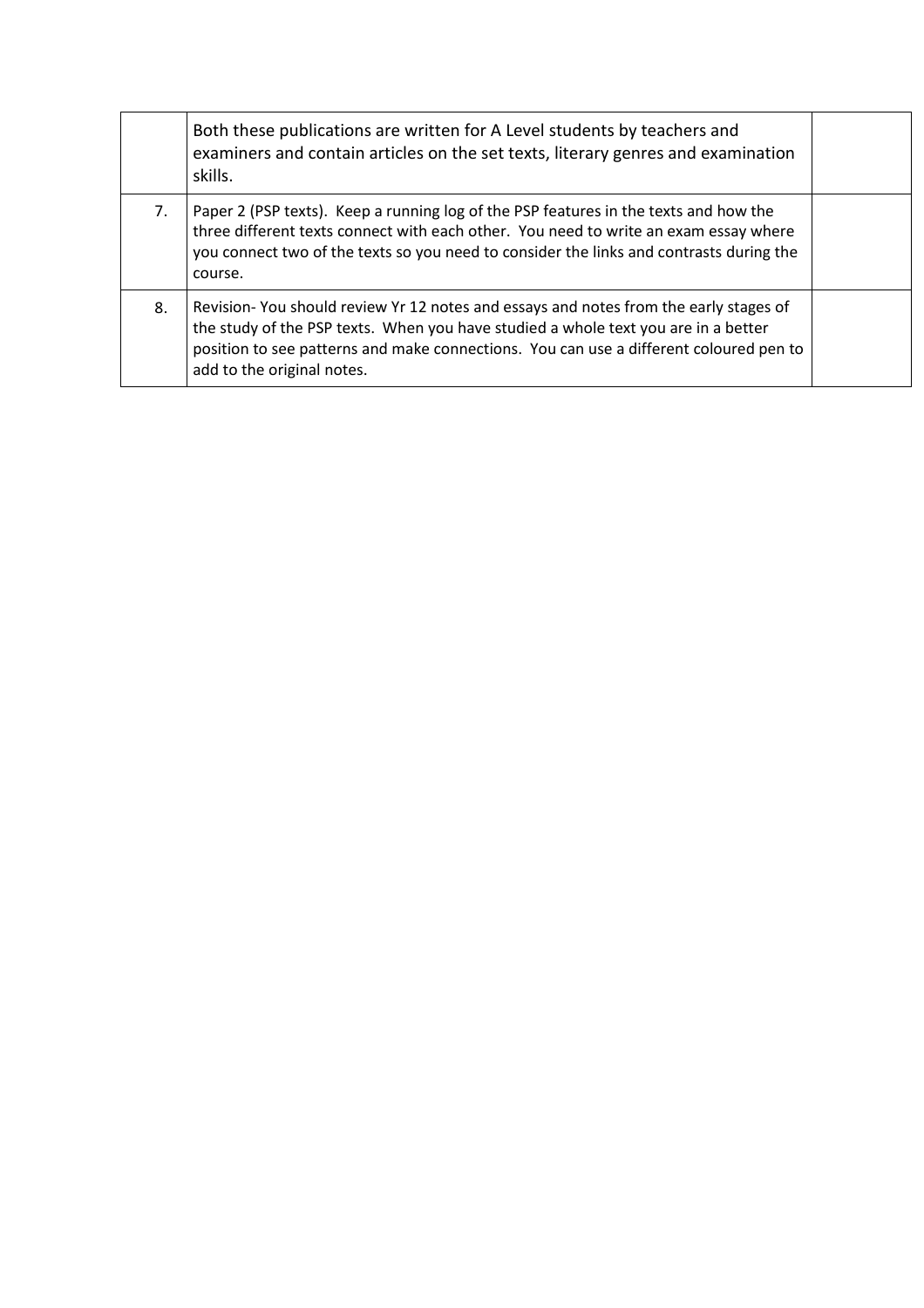| | | |
|---|---|---|
| | Both these publications are written for A Level students by teachers and examiners and contain articles on the set texts, literary genres and examination skills. | |
| 7. | Paper 2 (PSP texts). Keep a running log of the PSP features in the texts and how the three different texts connect with each other. You need to write an exam essay where you connect two of the texts so you need to consider the links and contrasts during the course. | |
| 8. | Revision- You should review Yr 12 notes and essays and notes from the early stages of the study of the PSP texts. When you have studied a whole text you are in a better position to see patterns and make connections. You can use a different coloured pen to add to the original notes. | |